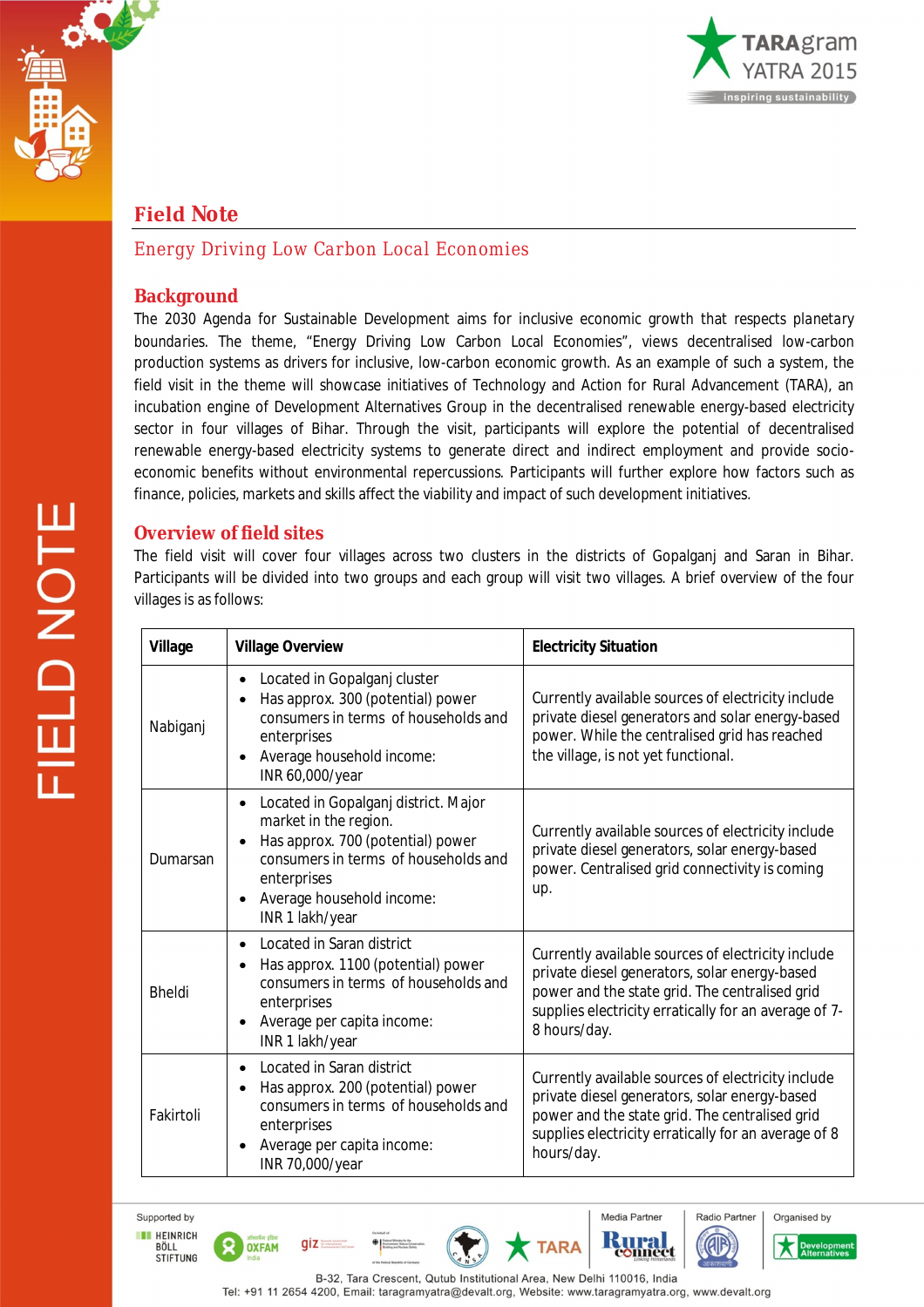# Field Note

## Energy Driving Low Carbon Local Economies

## Background

The 2030 Agenda for Sustainable Development aims for inclusive economic growth that respects planetary boundaries. The theme, "Energy Driving Low Carbon Local Economies", views decentralised low-carbon production systems as drivers for inclusive, low-carbon economic growth. As an example of such a system, the field visit in the theme will showcase initiatives of Technology and Action for Rural Advancement (TARA), an incubation engine of Development Alternatives Group in the decentralised renewable energy-based electricity sector in four villages of Bihar. Through the visit, participants will explore the potential of decentralised renewable energy-based electricity systems to generate direct and indirect employment and provide socio-economic benefits without environmental repercussions. Participants will further explore how factors such as finance, policies, markets and skills affect the viability and impact of such development initiatives.

## Overview of field sites

The field visit will cover four villages across two clusters in the districts of Gopalganj and Saran in Bihar. Participants will be divided into two groups and each group will visit two villages. A brief overview of the four villages is as follows:

| Village | Village Overview | Electricity Situation |
|---|---|---|
| Nabiganj | • Located in Gopalganj cluster<br>• Has approx. 300 (potential) power consumers in terms of households and enterprises<br>• Average household income: INR 60,000/year | Currently available sources of electricity include private diesel generators and solar energy-based power. While the centralised grid has reached the village, is not yet functional. |
| Dumarsan | • Located in Gopalganj district. Major market in the region.<br>• Has approx. 700 (potential) power consumers in terms of households and enterprises<br>• Average household income: INR 1 lakh/year | Currently available sources of electricity include private diesel generators, solar energy-based power. Centralised grid connectivity is coming up. |
| Bheldi | • Located in Saran district<br>• Has approx. 1100 (potential) power consumers in terms of households and enterprises<br>• Average per capita income: INR 1 lakh/year | Currently available sources of electricity include private diesel generators, solar energy-based power and the state grid. The centralised grid supplies electricity erratically for an average of 7-8 hours/day. |
| Fakirtoli | • Located in Saran district<br>• Has approx. 200 (potential) power consumers in terms of households and enterprises<br>• Average per capita income: INR 70,000/year | Currently available sources of electricity include private diesel generators, solar energy-based power and the state grid. The centralised grid supplies electricity erratically for an average of 8 hours/day. |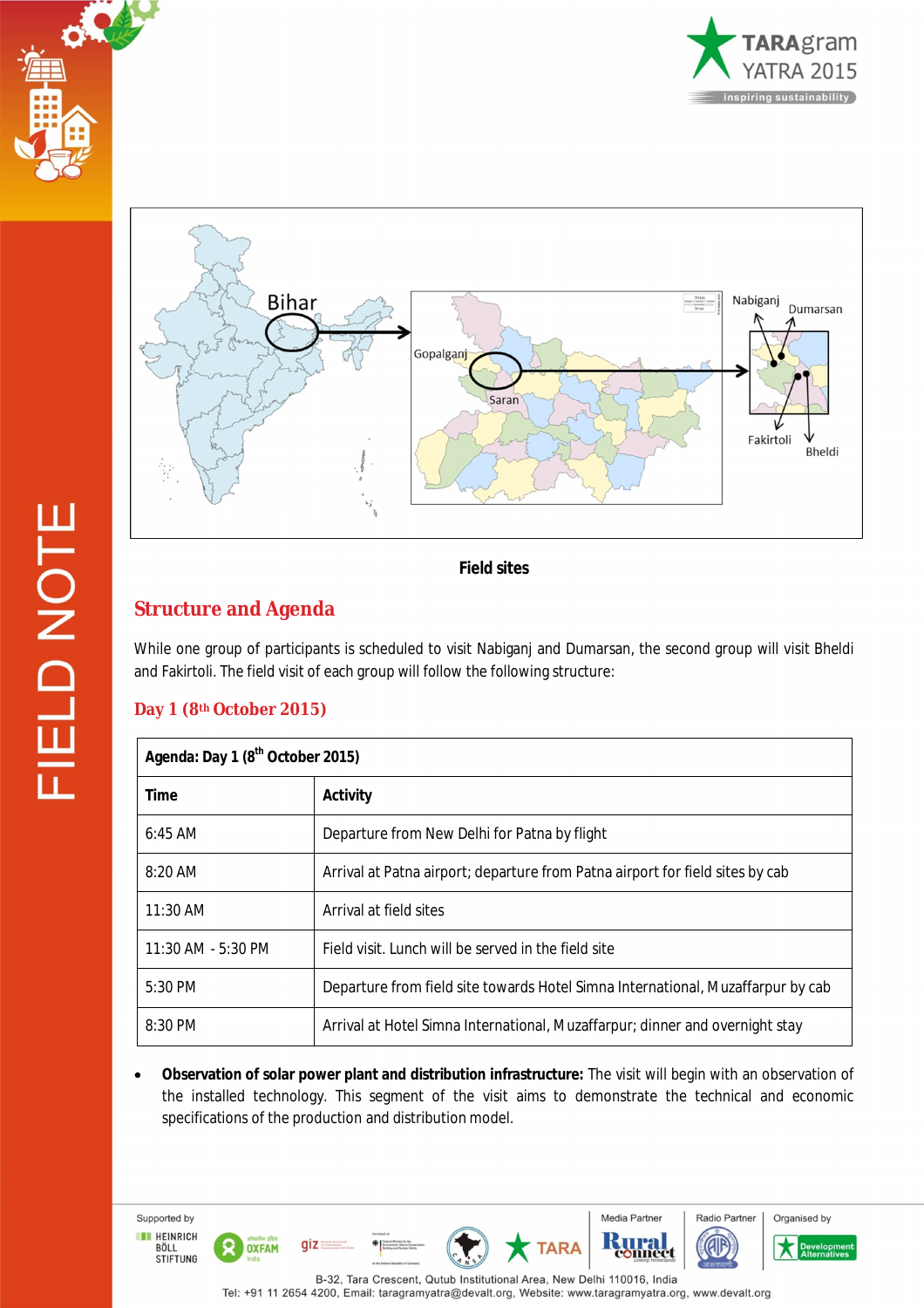Field sites

## Structure and Agenda

While one group of participants is scheduled to visit Nabiganj and Dumarsan, the second group will visit Bheldi and Fakirtoli. The field visit of each group will follow the following structure:

### Day 1 (8th October 2015)

| Agenda: Day 1 (8th October 2015) | |
|---|---|
| **Time** | **Activity** |
| 6:45 AM | Departure from New Delhi for Patna by flight |
| 8:20 AM | Arrival at Patna airport; departure from Patna airport for field sites by cab |
| 11:30 AM | Arrival at field sites |
| 11:30 AM - 5:30 PM | Field visit. Lunch will be served in the field site |
| 5:30 PM | Departure from field site towards Hotel Simna International, Muzaffarpur by cab |
| 8:30 PM | Arrival at Hotel Simna International, Muzaffarpur; dinner and overnight stay |

- **Observation of solar power plant and distribution infrastructure:** The visit will begin with an observation of the installed technology. This segment of the visit aims to demonstrate the technical and economic specifications of the production and distribution model.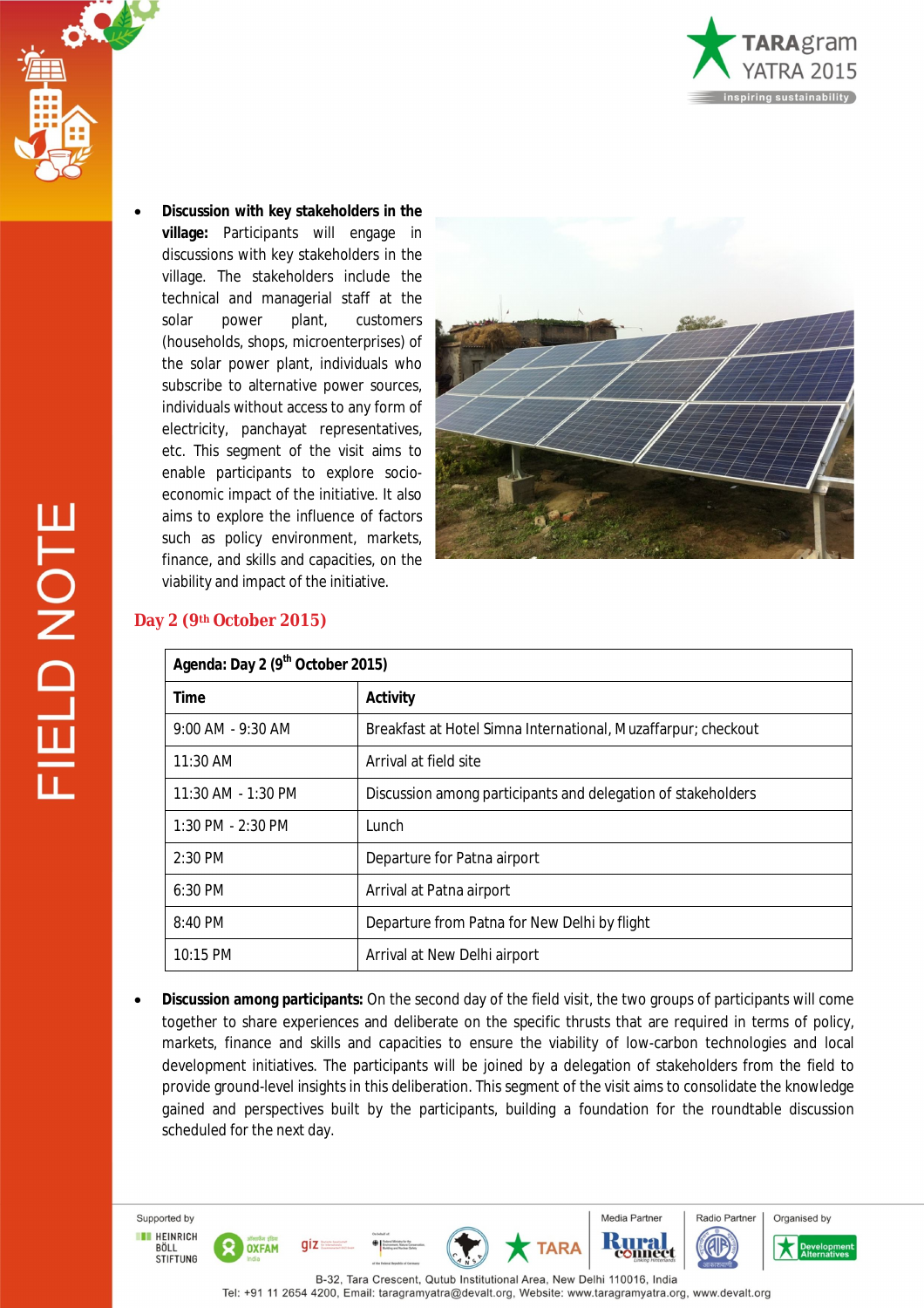- **Discussion with key stakeholders in the village:** Participants will engage in discussions with key stakeholders in the village. The stakeholders include the technical and managerial staff at the solar power plant, customers (households, shops, microenterprises) of the solar power plant, individuals who subscribe to alternative power sources, individuals without access to any form of electricity, panchayat representatives, etc. This segment of the visit aims to enable participants to explore socio-economic impact of the initiative. It also aims to explore the influence of factors such as policy environment, markets, finance, and skills and capacities, on the viability and impact of the initiative.

## Day 2 (9th October 2015)

| Agenda: Day 2 (9th October 2015) | |
|---|---|
| **Time** | **Activity** |
| 9:00 AM - 9:30 AM | Breakfast at Hotel Simna International, Muzaffarpur; checkout |
| 11:30 AM | Arrival at field site |
| 11:30 AM - 1:30 PM | Discussion among participants and delegation of stakeholders |
| 1:30 PM - 2:30 PM | Lunch |
| 2:30 PM | Departure for Patna airport |
| 6:30 PM | Arrival at Patna airport |
| 8:40 PM | Departure from Patna for New Delhi by flight |
| 10:15 PM | Arrival at New Delhi airport |

- **Discussion among participants:** On the second day of the field visit, the two groups of participants will come together to share experiences and deliberate on the specific thrusts that are required in terms of policy, markets, finance and skills and capacities to ensure the viability of low-carbon technologies and local development initiatives. The participants will be joined by a delegation of stakeholders from the field to provide ground-level insights in this deliberation. This segment of the visit aims to consolidate the knowledge gained and perspectives built by the participants, building a foundation for the roundtable discussion scheduled for the next day.